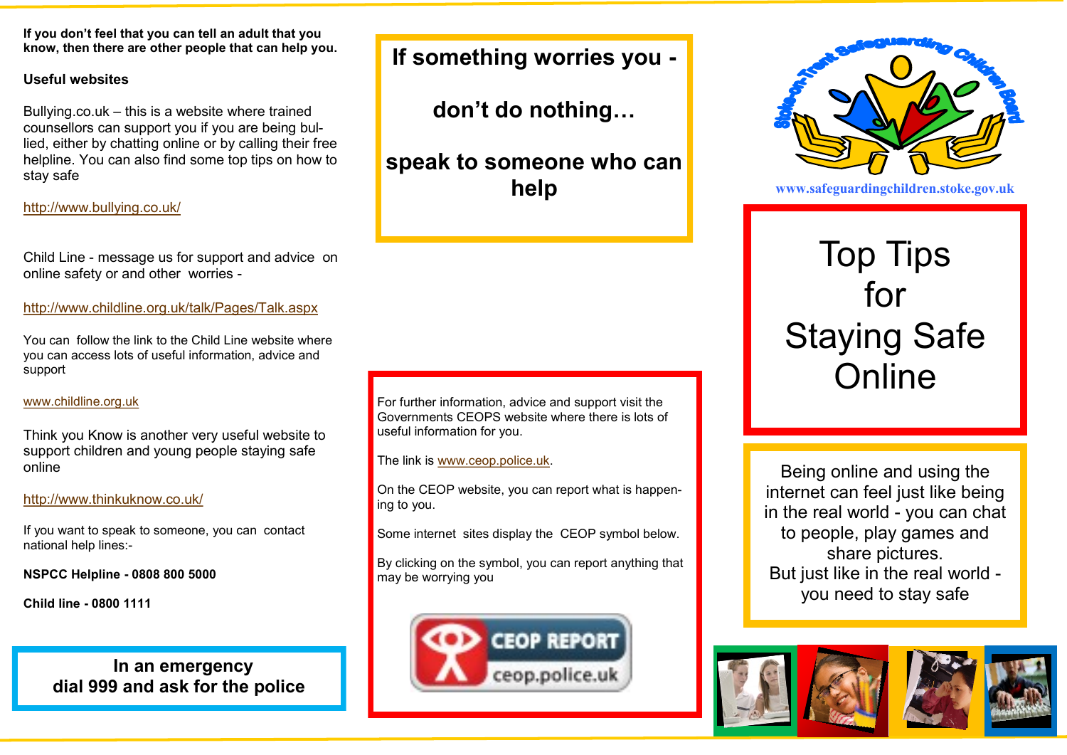**If you don't feel that you can tell an adult that you know, then there are other people that can help you.**

**Useful websites**

Bullying.co.uk – this is a website where trained counsellors can support you if you are being bullied, either by chatting online or by calling their free helpline. You can also find some top tips on how to stay safe

http://www.bullying.co.uk/

Child Line - message us for support and advice on online safety or and other worries -

http://www.childline.org.uk/talk/Pages/Talk.aspx

You can follow the link to the Child Line website where you can access lots of useful information, advice and support

www.childline.org.uk

Think you Know is another very useful website to support children and young people staying safe online

http://www.thinkuknow.co.uk/

If you want to speak to someone, you can contact national help lines:-

**NSPCC Helpline - 0808 800 5000**

**Child line - 0800 1111**

**In an emergency dial 999 and ask for the police**

**If something worries you -**

**don't do nothing…**

**speak to someone who can help**

For further information, advice and support visit the Governments CEOPS website where there is lots of useful information for you.

The link is www.ceop.police.uk.

On the CEOP website, you can report what is happening to you.

Some internet sites display the CEOP symbol below.

By clicking on the symbol, you can report anything that may be worrying you

CEOP REPORT ceop.police.uk

Stoke-on-Trent Safeguarding Children Board

www.safeguardingchildren.stoke.gov.uk

# Top Tips for Staying Safe Online

Being online and using the internet can feel just like being in the real world - you can chat to people, play games and share pictures.
But just like in the real world - you need to stay safe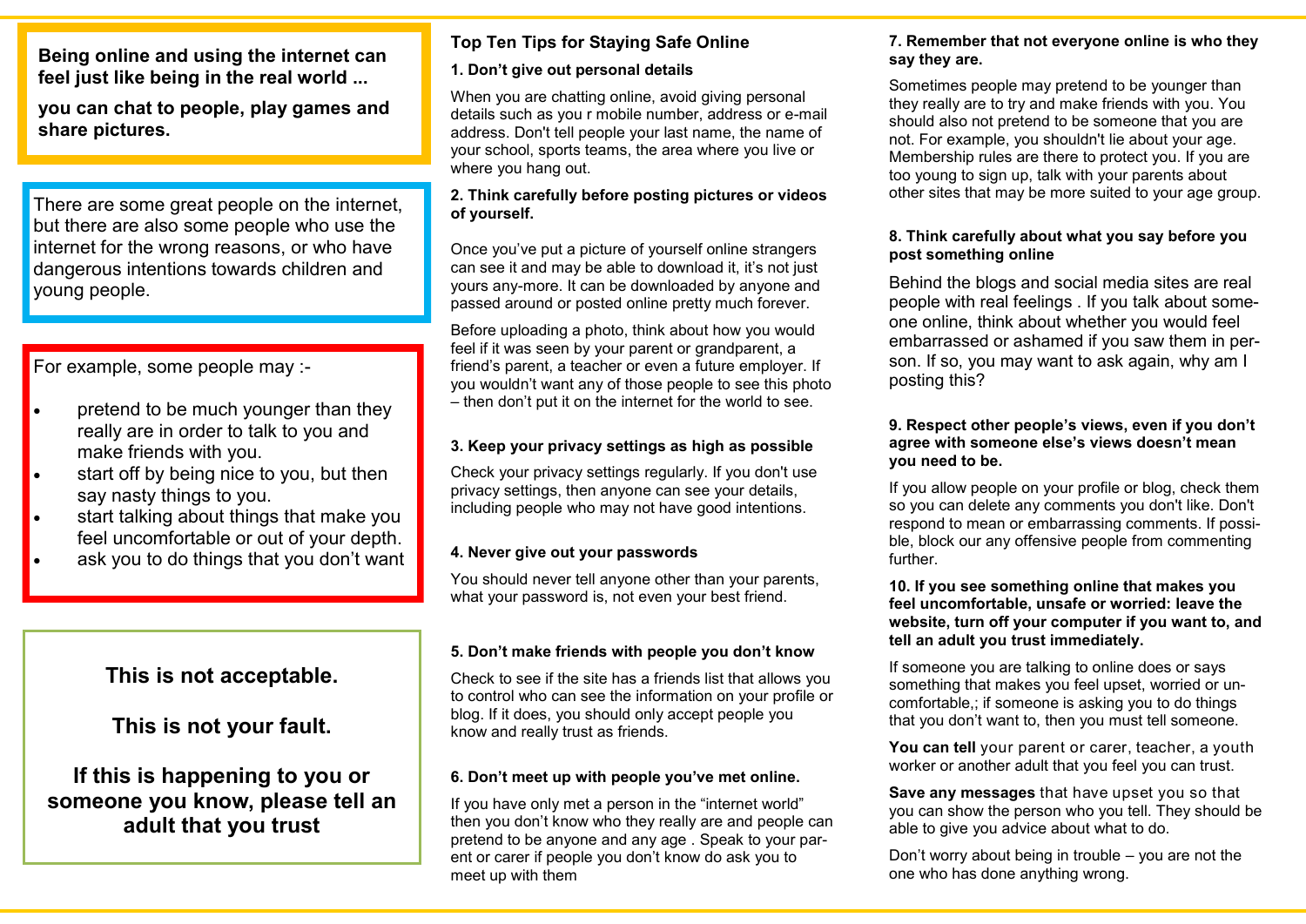**Being online and using the internet can feel just like being in the real world ...**

**you can chat to people, play games and share pictures.**

There are some great people on the internet, but there are also some people who use the internet for the wrong reasons, or who have dangerous intentions towards children and young people.

For example, some people may :-

- pretend to be much younger than they really are in order to talk to you and make friends with you.
- start off by being nice to you, but then say nasty things to you.
- start talking about things that make you feel uncomfortable or out of your depth.
- ask you to do things that you don't want

**This is not acceptable.**

**This is not your fault.**

**If this is happening to you or someone you know, please tell an adult that you trust**

## Top Ten Tips for Staying Safe Online

### 1. Don't give out personal details

When you are chatting online, avoid giving personal details such as you r mobile number, address or e-mail address. Don't tell people your last name, the name of your school, sports teams, the area where you live or where you hang out.

### 2. Think carefully before posting pictures or videos of yourself.

Once you've put a picture of yourself online strangers can see it and may be able to download it, it's not just yours any-more. It can be downloaded by anyone and passed around or posted online pretty much forever.

Before uploading a photo, think about how you would feel if it was seen by your parent or grandparent, a friend's parent, a teacher or even a future employer. If you wouldn't want any of those people to see this photo – then don't put it on the internet for the world to see.

### 3. Keep your privacy settings as high as possible

Check your privacy settings regularly. If you don't use privacy settings, then anyone can see your details, including people who may not have good intentions.

### 4. Never give out your passwords

You should never tell anyone other than your parents, what your password is, not even your best friend.

### 5. Don't make friends with people you don't know

Check to see if the site has a friends list that allows you to control who can see the information on your profile or blog. If it does, you should only accept people you know and really trust as friends.

### 6. Don't meet up with people you've met online.

If you have only met a person in the "internet world" then you don't know who they really are and people can pretend to be anyone and any age . Speak to your parent or carer if people you don't know do ask you to meet up with them

### 7. Remember that not everyone online is who they say they are.

Sometimes people may pretend to be younger than they really are to try and make friends with you. You should also not pretend to be someone that you are not. For example, you shouldn't lie about your age. Membership rules are there to protect you. If you are too young to sign up, talk with your parents about other sites that may be more suited to your age group.

### 8. Think carefully about what you say before you post something online

Behind the blogs and social media sites are real people with real feelings . If you talk about someone online, think about whether you would feel embarrassed or ashamed if you saw them in person. If so, you may want to ask again, why am I posting this?

### 9. Respect other people's views, even if you don't agree with someone else's views doesn't mean you need to be.

If you allow people on your profile or blog, check them so you can delete any comments you don't like. Don't respond to mean or embarrassing comments. If possible, block our any offensive people from commenting further.

### 10. If you see something online that makes you feel uncomfortable, unsafe or worried: leave the website, turn off your computer if you want to, and tell an adult you trust immediately.

If someone you are talking to online does or says something that makes you feel upset, worried or uncomfortable,; if someone is asking you to do things that you don't want to, then you must tell someone.

**You can tell** your parent or carer, teacher, a youth worker or another adult that you feel you can trust.

**Save any messages** that have upset you so that you can show the person who you tell. They should be able to give you advice about what to do.

Don't worry about being in trouble – you are not the one who has done anything wrong.